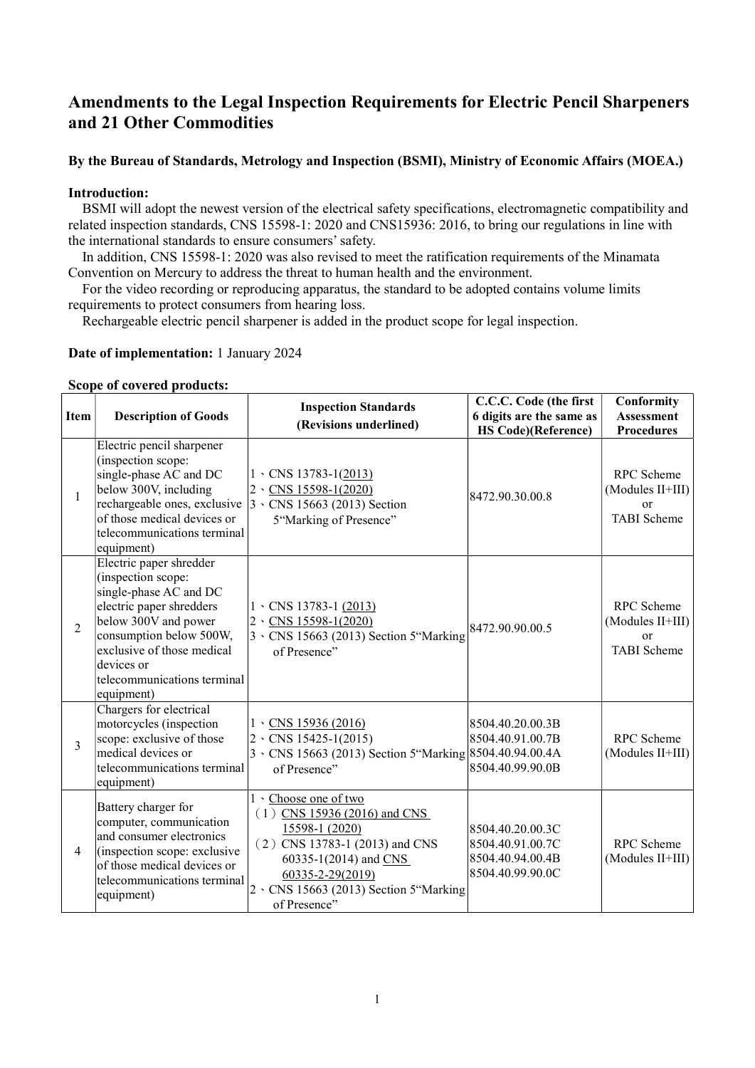# Amendments to the Legal Inspection Requirements for Electric Pencil Sharpeners and 21 Other Commodities

**By the Bureau of Standards, Metrology and Inspection (BSMI), Ministry of Economic Affairs (MOEA.)**

**Introduction:**

BSMI will adopt the newest version of the electrical safety specifications, electromagnetic compatibility and related inspection standards, CNS 15598-1: 2020 and CNS15936: 2016, to bring our regulations in line with the international standards to ensure consumers' safety.

In addition, CNS 15598-1: 2020 was also revised to meet the ratification requirements of the Minamata Convention on Mercury to address the threat to human health and the environment.

For the video recording or reproducing apparatus, the standard to be adopted contains volume limits requirements to protect consumers from hearing loss.

Rechargeable electric pencil sharpener is added in the product scope for legal inspection.

**Date of implementation:** 1 January 2024

**Scope of covered products:**

| Item | Description of Goods | Inspection Standards (Revisions underlined) | C.C.C. Code (the first 6 digits are the same as HS Code)(Reference) | Conformity Assessment Procedures |
|---|---|---|---|---|
| 1 | Electric pencil sharpener (inspection scope: single-phase AC and DC below 300V, including rechargeable ones, exclusive of those medical devices or telecommunications terminal equipment) | 1、CNS 13783-1(2013)<br>2、CNS 15598-1(2020)<br>3、CNS 15663 (2013) Section 5"Marking of Presence" | 8472.90.30.00.8 | RPC Scheme (Modules II+III) or TABI Scheme |
| 2 | Electric paper shredder (inspection scope: single-phase AC and DC electric paper shredders below 300V and power consumption below 500W, exclusive of those medical devices or telecommunications terminal equipment) | 1、CNS 13783-1 (2013)<br>2、CNS 15598-1(2020)<br>3、CNS 15663 (2013) Section 5"Marking of Presence" | 8472.90.90.00.5 | RPC Scheme (Modules II+III) or TABI Scheme |
| 3 | Chargers for electrical motorcycles (inspection scope: exclusive of those medical devices or telecommunications terminal equipment) | 1、CNS 15936 (2016)<br>2、CNS 15425-1(2015)<br>3、CNS 15663 (2013) Section 5"Marking of Presence" | 8504.40.20.00.3B<br>8504.40.91.00.7B<br>8504.40.94.00.4A<br>8504.40.99.90.0B | RPC Scheme (Modules II+III) |
| 4 | Battery charger for computer, communication and consumer electronics (inspection scope: exclusive of those medical devices or telecommunications terminal equipment) | 1、Choose one of two<br>（1）CNS 15936 (2016) and CNS 15598-1 (2020)<br>（2）CNS 13783-1 (2013) and CNS 60335-1(2014) and CNS 60335-2-29(2019)<br>2、CNS 15663 (2013) Section 5"Marking of Presence" | 8504.40.20.00.3C<br>8504.40.91.00.7C<br>8504.40.94.00.4B<br>8504.40.99.90.0C | RPC Scheme (Modules II+III) |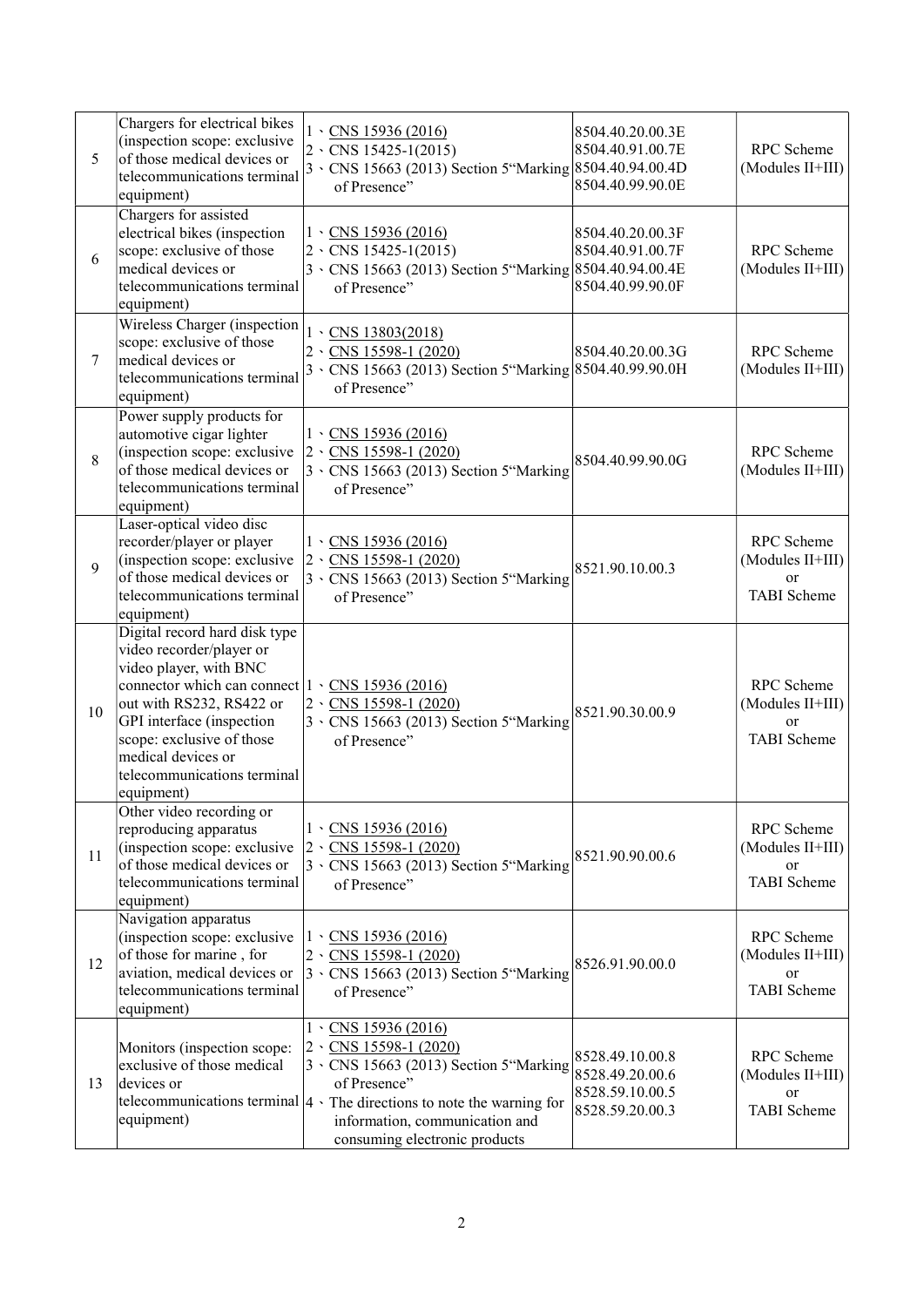| | | | | |
|---|---|---|---|---|
| 5 | Chargers for electrical bikes (inspection scope: exclusive of those medical devices or telecommunications terminal equipment) | 1、CNS 15936 (2016)<br>2、CNS 15425-1(2015)<br>3、CNS 15663 (2013) Section 5"Marking of Presence" | 8504.40.20.00.3E<br>8504.40.91.00.7E<br>8504.40.94.00.4D<br>8504.40.99.90.0E | RPC Scheme (Modules II+III) |
| 6 | Chargers for assisted electrical bikes (inspection scope: exclusive of those medical devices or telecommunications terminal equipment) | 1、CNS 15936 (2016)<br>2、CNS 15425-1(2015)<br>3、CNS 15663 (2013) Section 5"Marking of Presence" | 8504.40.20.00.3F<br>8504.40.91.00.7F<br>8504.40.94.00.4E<br>8504.40.99.90.0F | RPC Scheme (Modules II+III) |
| 7 | Wireless Charger (inspection scope: exclusive of those medical devices or telecommunications terminal equipment) | 1、CNS 13803(2018)<br>2、CNS 15598-1 (2020)<br>3、CNS 15663 (2013) Section 5"Marking of Presence" | 8504.40.20.00.3G<br>8504.40.99.90.0H | RPC Scheme (Modules II+III) |
| 8 | Power supply products for automotive cigar lighter (inspection scope: exclusive of those medical devices or telecommunications terminal equipment) | 1、CNS 15936 (2016)<br>2、CNS 15598-1 (2020)<br>3、CNS 15663 (2013) Section 5"Marking of Presence" | 8504.40.99.90.0G | RPC Scheme (Modules II+III) |
| 9 | Laser-optical video disc recorder/player or player (inspection scope: exclusive of those medical devices or telecommunications terminal equipment) | 1、CNS 15936 (2016)<br>2、CNS 15598-1 (2020)<br>3、CNS 15663 (2013) Section 5"Marking of Presence" | 8521.90.10.00.3 | RPC Scheme (Modules II+III) or TABI Scheme |
| 10 | Digital record hard disk type video recorder/player or video player, with BNC connector which can connect out with RS232, RS422 or GPI interface (inspection scope: exclusive of those medical devices or telecommunications terminal equipment) | 1、CNS 15936 (2016)<br>2、CNS 15598-1 (2020)<br>3、CNS 15663 (2013) Section 5"Marking of Presence" | 8521.90.30.00.9 | RPC Scheme (Modules II+III) or TABI Scheme |
| 11 | Other video recording or reproducing apparatus (inspection scope: exclusive of those medical devices or telecommunications terminal equipment) | 1、CNS 15936 (2016)<br>2、CNS 15598-1 (2020)<br>3、CNS 15663 (2013) Section 5"Marking of Presence" | 8521.90.90.00.6 | RPC Scheme (Modules II+III) or TABI Scheme |
| 12 | Navigation apparatus (inspection scope: exclusive of those for marine , for aviation, medical devices or telecommunications terminal equipment) | 1、CNS 15936 (2016)<br>2、CNS 15598-1 (2020)<br>3、CNS 15663 (2013) Section 5"Marking of Presence" | 8526.91.90.00.0 | RPC Scheme (Modules II+III) or TABI Scheme |
| 13 | Monitors (inspection scope: exclusive of those medical devices or telecommunications terminal equipment) | 1、CNS 15936 (2016)<br>2、CNS 15598-1 (2020)<br>3、CNS 15663 (2013) Section 5"Marking of Presence"<br>4、The directions to note the warning for information, communication and consuming electronic products | 8528.49.10.00.8<br>8528.49.20.00.6<br>8528.59.10.00.5<br>8528.59.20.00.3 | RPC Scheme (Modules II+III) or TABI Scheme |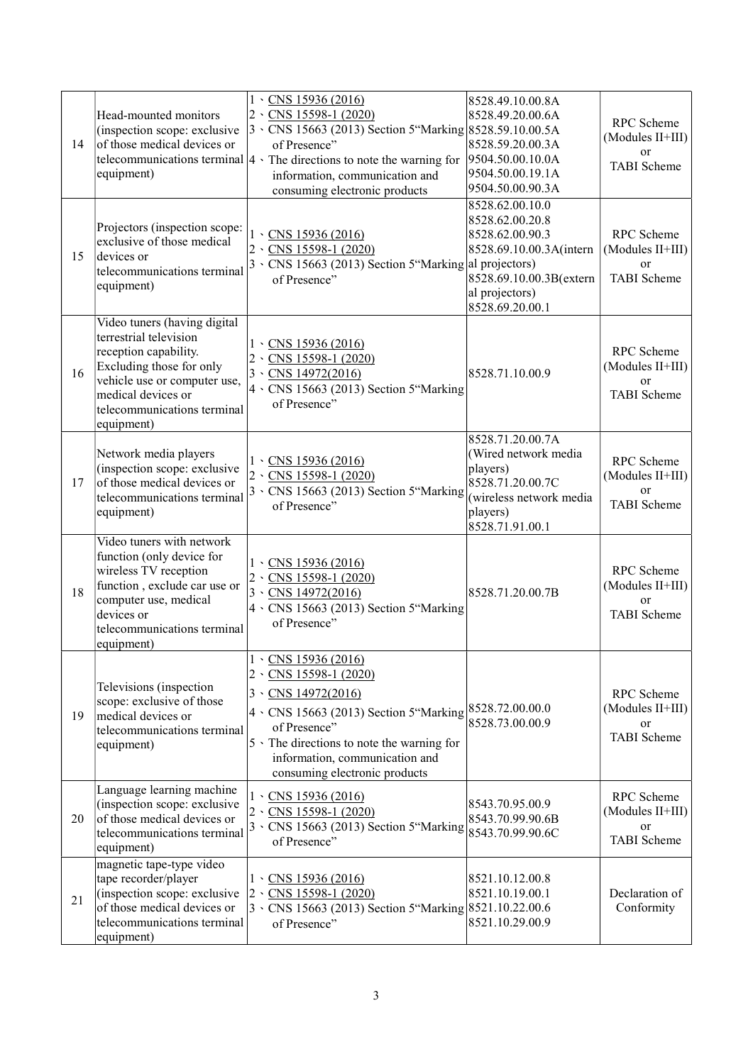| | | | | |
|---|---|---|---|---|
| 14 | Head-mounted monitors (inspection scope: exclusive of those medical devices or telecommunications terminal equipment) | 1、CNS 15936 (2016)<br>2、CNS 15598-1 (2020)<br>3、CNS 15663 (2013) Section 5"Marking of Presence"<br>4、The directions to note the warning for information, communication and consuming electronic products | 8528.49.10.00.8A<br>8528.49.20.00.6A<br>8528.59.10.00.5A<br>8528.59.20.00.3A<br>9504.50.00.10.0A<br>9504.50.00.19.1A<br>9504.50.00.90.3A | RPC Scheme (Modules II+III) or TABI Scheme |
| 15 | Projectors (inspection scope: exclusive of those medical devices or telecommunications terminal equipment) | 1、CNS 15936 (2016)<br>2、CNS 15598-1 (2020)<br>3、CNS 15663 (2013) Section 5"Marking of Presence" | 8528.62.00.10.0<br>8528.62.00.20.8<br>8528.62.00.90.3<br>8528.69.10.00.3A(internal projectors)<br>8528.69.10.00.3B(external projectors)<br>8528.69.20.00.1 | RPC Scheme (Modules II+III) or TABI Scheme |
| 16 | Video tuners (having digital terrestrial television reception capability. Excluding those for only vehicle use or computer use, medical devices or telecommunications terminal equipment) | 1、CNS 15936 (2016)<br>2、CNS 15598-1 (2020)<br>3、CNS 14972(2016)<br>4、CNS 15663 (2013) Section 5"Marking of Presence" | 8528.71.10.00.9 | RPC Scheme (Modules II+III) or TABI Scheme |
| 17 | Network media players (inspection scope: exclusive of those medical devices or telecommunications terminal equipment) | 1、CNS 15936 (2016)<br>2、CNS 15598-1 (2020)<br>3、CNS 15663 (2013) Section 5"Marking of Presence" | 8528.71.20.00.7A (Wired network media players)<br>8528.71.20.00.7C (wireless network media players)<br>8528.71.91.00.1 | RPC Scheme (Modules II+III) or TABI Scheme |
| 18 | Video tuners with network function (only device for wireless TV reception function , exclude car use or computer use, medical devices or telecommunications terminal equipment) | 1、CNS 15936 (2016)<br>2、CNS 15598-1 (2020)<br>3、CNS 14972(2016)<br>4、CNS 15663 (2013) Section 5"Marking of Presence" | 8528.71.20.00.7B | RPC Scheme (Modules II+III) or TABI Scheme |
| 19 | Televisions (inspection scope: exclusive of those medical devices or telecommunications terminal equipment) | 1、CNS 15936 (2016)<br>2、CNS 15598-1 (2020)<br>3、CNS 14972(2016)<br>4、CNS 15663 (2013) Section 5"Marking of Presence"<br>5、The directions to note the warning for information, communication and consuming electronic products | 8528.72.00.00.0<br>8528.73.00.00.9 | RPC Scheme (Modules II+III) or TABI Scheme |
| 20 | Language learning machine (inspection scope: exclusive of those medical devices or telecommunications terminal equipment) | 1、CNS 15936 (2016)<br>2、CNS 15598-1 (2020)<br>3、CNS 15663 (2013) Section 5"Marking of Presence" | 8543.70.95.00.9<br>8543.70.99.90.6B<br>8543.70.99.90.6C | RPC Scheme (Modules II+III) or TABI Scheme |
| 21 | magnetic tape-type video tape recorder/player (inspection scope: exclusive of those medical devices or telecommunications terminal equipment) | 1、CNS 15936 (2016)<br>2、CNS 15598-1 (2020)<br>3、CNS 15663 (2013) Section 5"Marking of Presence" | 8521.10.12.00.8<br>8521.10.19.00.1<br>8521.10.22.00.6<br>8521.10.29.00.9 | Declaration of Conformity |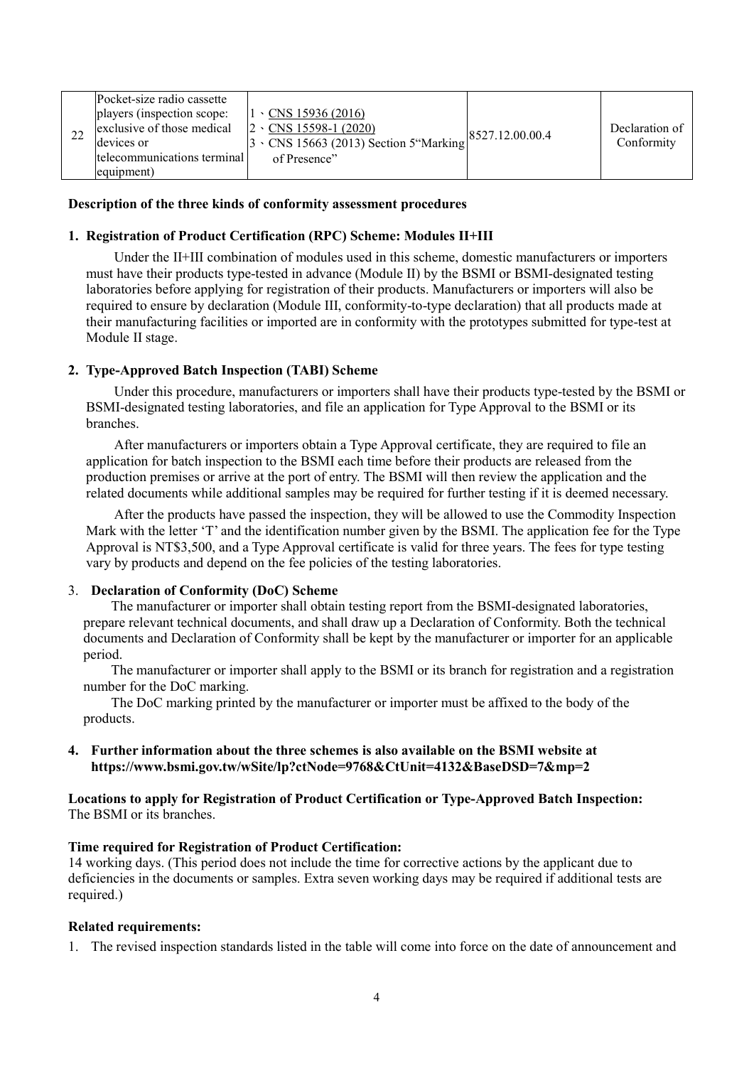| | | | | |
|---|---|---|---|---|
| 22 | Pocket-size radio cassette players (inspection scope: exclusive of those medical devices or telecommunications terminal equipment) | 1、CNS 15936 (2016)<br>2、CNS 15598-1 (2020)<br>3、CNS 15663 (2013) Section 5"Marking of Presence" | 8527.12.00.00.4 | Declaration of Conformity |

**Description of the three kinds of conformity assessment procedures**

**1. Registration of Product Certification (RPC) Scheme: Modules II+III**

Under the II+III combination of modules used in this scheme, domestic manufacturers or importers must have their products type-tested in advance (Module II) by the BSMI or BSMI-designated testing laboratories before applying for registration of their products. Manufacturers or importers will also be required to ensure by declaration (Module III, conformity-to-type declaration) that all products made at their manufacturing facilities or imported are in conformity with the prototypes submitted for type-test at Module II stage.

**2. Type-Approved Batch Inspection (TABI) Scheme**

Under this procedure, manufacturers or importers shall have their products type-tested by the BSMI or BSMI-designated testing laboratories, and file an application for Type Approval to the BSMI or its branches.

After manufacturers or importers obtain a Type Approval certificate, they are required to file an application for batch inspection to the BSMI each time before their products are released from the production premises or arrive at the port of entry. The BSMI will then review the application and the related documents while additional samples may be required for further testing if it is deemed necessary.

After the products have passed the inspection, they will be allowed to use the Commodity Inspection Mark with the letter 'T' and the identification number given by the BSMI. The application fee for the Type Approval is NT$3,500, and a Type Approval certificate is valid for three years. The fees for type testing vary by products and depend on the fee policies of the testing laboratories.

3. **Declaration of Conformity (DoC) Scheme**

The manufacturer or importer shall obtain testing report from the BSMI-designated laboratories, prepare relevant technical documents, and shall draw up a Declaration of Conformity. Both the technical documents and Declaration of Conformity shall be kept by the manufacturer or importer for an applicable period.

The manufacturer or importer shall apply to the BSMI or its branch for registration and a registration number for the DoC marking.

The DoC marking printed by the manufacturer or importer must be affixed to the body of the products.

4. **Further information about the three schemes is also available on the BSMI website at https://www.bsmi.gov.tw/wSite/lp?ctNode=9768&CtUnit=4132&BaseDSD=7&mp=2**

**Locations to apply for Registration of Product Certification or Type-Approved Batch Inspection:**
The BSMI or its branches.

**Time required for Registration of Product Certification:**
14 working days. (This period does not include the time for corrective actions by the applicant due to deficiencies in the documents or samples. Extra seven working days may be required if additional tests are required.)

**Related requirements:**

1. The revised inspection standards listed in the table will come into force on the date of announcement and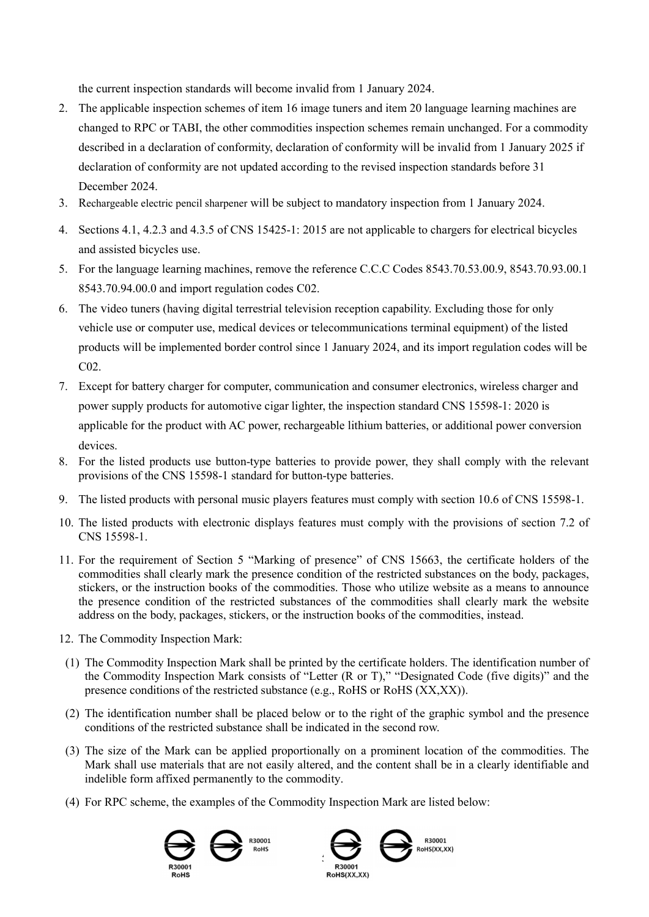the current inspection standards will become invalid from 1 January 2024.

2. The applicable inspection schemes of item 16 image tuners and item 20 language learning machines are changed to RPC or TABI, the other commodities inspection schemes remain unchanged. For a commodity described in a declaration of conformity, declaration of conformity will be invalid from 1 January 2025 if declaration of conformity are not updated according to the revised inspection standards before 31 December 2024.
3. Rechargeable electric pencil sharpener will be subject to mandatory inspection from 1 January 2024.
4. Sections 4.1, 4.2.3 and 4.3.5 of CNS 15425-1: 2015 are not applicable to chargers for electrical bicycles and assisted bicycles use.
5. For the language learning machines, remove the reference C.C.C Codes 8543.70.53.00.9, 8543.70.93.00.1 8543.70.94.00.0 and import regulation codes C02.
6. The video tuners (having digital terrestrial television reception capability. Excluding those for only vehicle use or computer use, medical devices or telecommunications terminal equipment) of the listed products will be implemented border control since 1 January 2024, and its import regulation codes will be C02.
7. Except for battery charger for computer, communication and consumer electronics, wireless charger and power supply products for automotive cigar lighter, the inspection standard CNS 15598-1: 2020 is applicable for the product with AC power, rechargeable lithium batteries, or additional power conversion devices.
8. For the listed products use button-type batteries to provide power, they shall comply with the relevant provisions of the CNS 15598-1 standard for button-type batteries.
9. The listed products with personal music players features must comply with section 10.6 of CNS 15598-1.
10. The listed products with electronic displays features must comply with the provisions of section 7.2 of CNS 15598-1.
11. For the requirement of Section 5 "Marking of presence" of CNS 15663, the certificate holders of the commodities shall clearly mark the presence condition of the restricted substances on the body, packages, stickers, or the instruction books of the commodities. Those who utilize website as a means to announce the presence condition of the restricted substances of the commodities shall clearly mark the website address on the body, packages, stickers, or the instruction books of the commodities, instead.
12. The Commodity Inspection Mark:

   (1) The Commodity Inspection Mark shall be printed by the certificate holders. The identification number of the Commodity Inspection Mark consists of "Letter (R or T)," "Designated Code (five digits)" and the presence conditions of the restricted substance (e.g., RoHS or RoHS (XX,XX)).

   (2) The identification number shall be placed below or to the right of the graphic symbol and the presence conditions of the restricted substance shall be indicated in the second row.

   (3) The size of the Mark can be applied proportionally on a prominent location of the commodities. The Mark shall use materials that are not easily altered, and the content shall be in a clearly identifiable and indelible form affixed permanently to the commodity.

   (4) For RPC scheme, the examples of the Commodity Inspection Mark are listed below:

R30001
RoHS

R30001
RoHS

R30001
RoHS(XX,XX)

R30001
RoHS(XX,XX)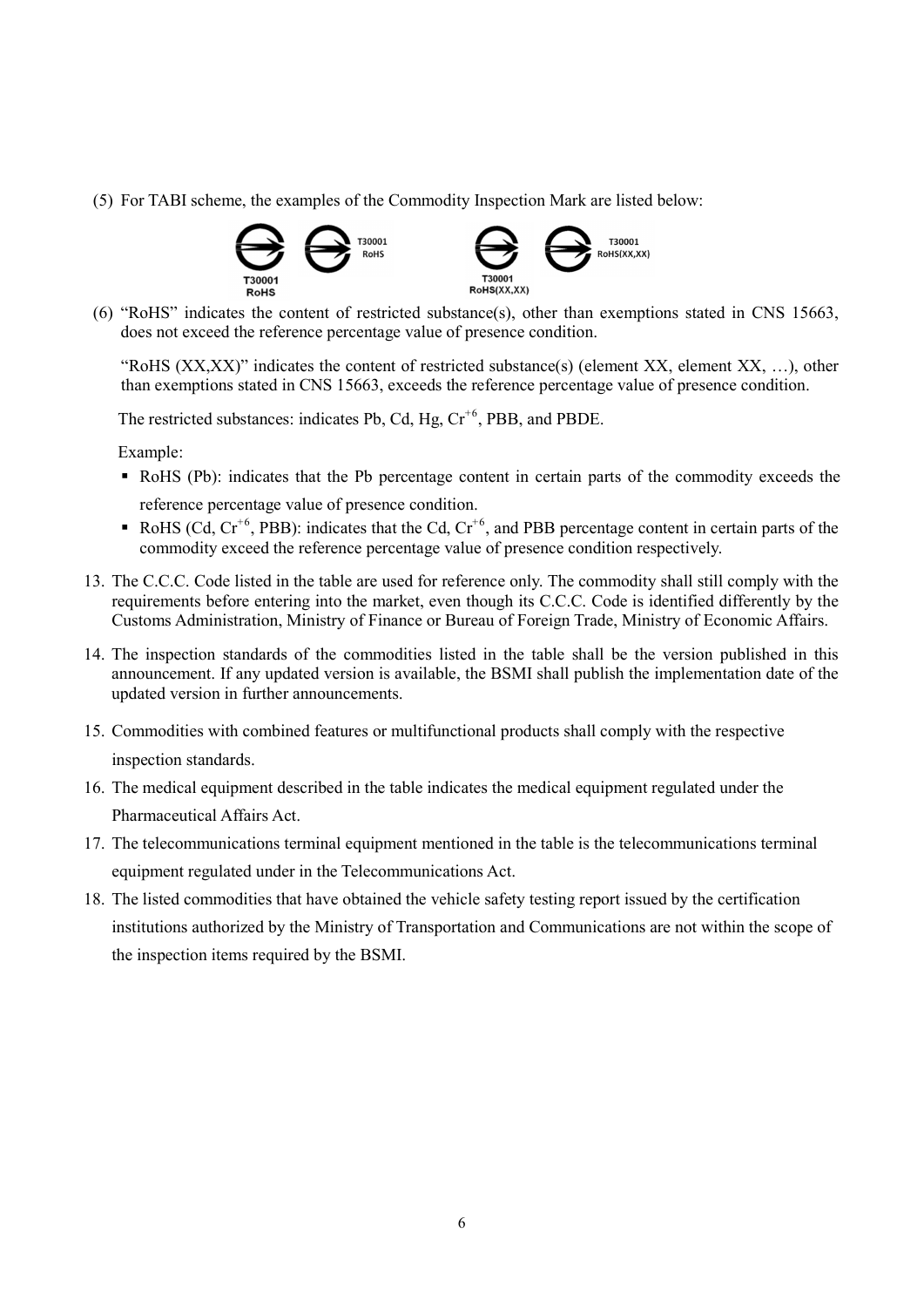(5) For TABI scheme, the examples of the Commodity Inspection Mark are listed below:

T30001 RoHS　　T30001 RoHS　　T30001 RoHS(XX,XX)　　T30001 RoHS(XX,XX)

(6) "RoHS" indicates the content of restricted substance(s), other than exemptions stated in CNS 15663, does not exceed the reference percentage value of presence condition.

"RoHS (XX,XX)" indicates the content of restricted substance(s) (element XX, element XX, …), other than exemptions stated in CNS 15663, exceeds the reference percentage value of presence condition.

The restricted substances: indicates Pb, Cd, Hg, $Cr^{+6}$, PBB, and PBDE.

Example:

- RoHS (Pb): indicates that the Pb percentage content in certain parts of the commodity exceeds the reference percentage value of presence condition.
- RoHS (Cd, $Cr^{+6}$, PBB): indicates that the Cd, $Cr^{+6}$, and PBB percentage content in certain parts of the commodity exceed the reference percentage value of presence condition respectively.

13. The C.C.C. Code listed in the table are used for reference only. The commodity shall still comply with the requirements before entering into the market, even though its C.C.C. Code is identified differently by the Customs Administration, Ministry of Finance or Bureau of Foreign Trade, Ministry of Economic Affairs.
14. The inspection standards of the commodities listed in the table shall be the version published in this announcement. If any updated version is available, the BSMI shall publish the implementation date of the updated version in further announcements.
15. Commodities with combined features or multifunctional products shall comply with the respective inspection standards.
16. The medical equipment described in the table indicates the medical equipment regulated under the Pharmaceutical Affairs Act.
17. The telecommunications terminal equipment mentioned in the table is the telecommunications terminal equipment regulated under in the Telecommunications Act.
18. The listed commodities that have obtained the vehicle safety testing report issued by the certification institutions authorized by the Ministry of Transportation and Communications are not within the scope of the inspection items required by the BSMI.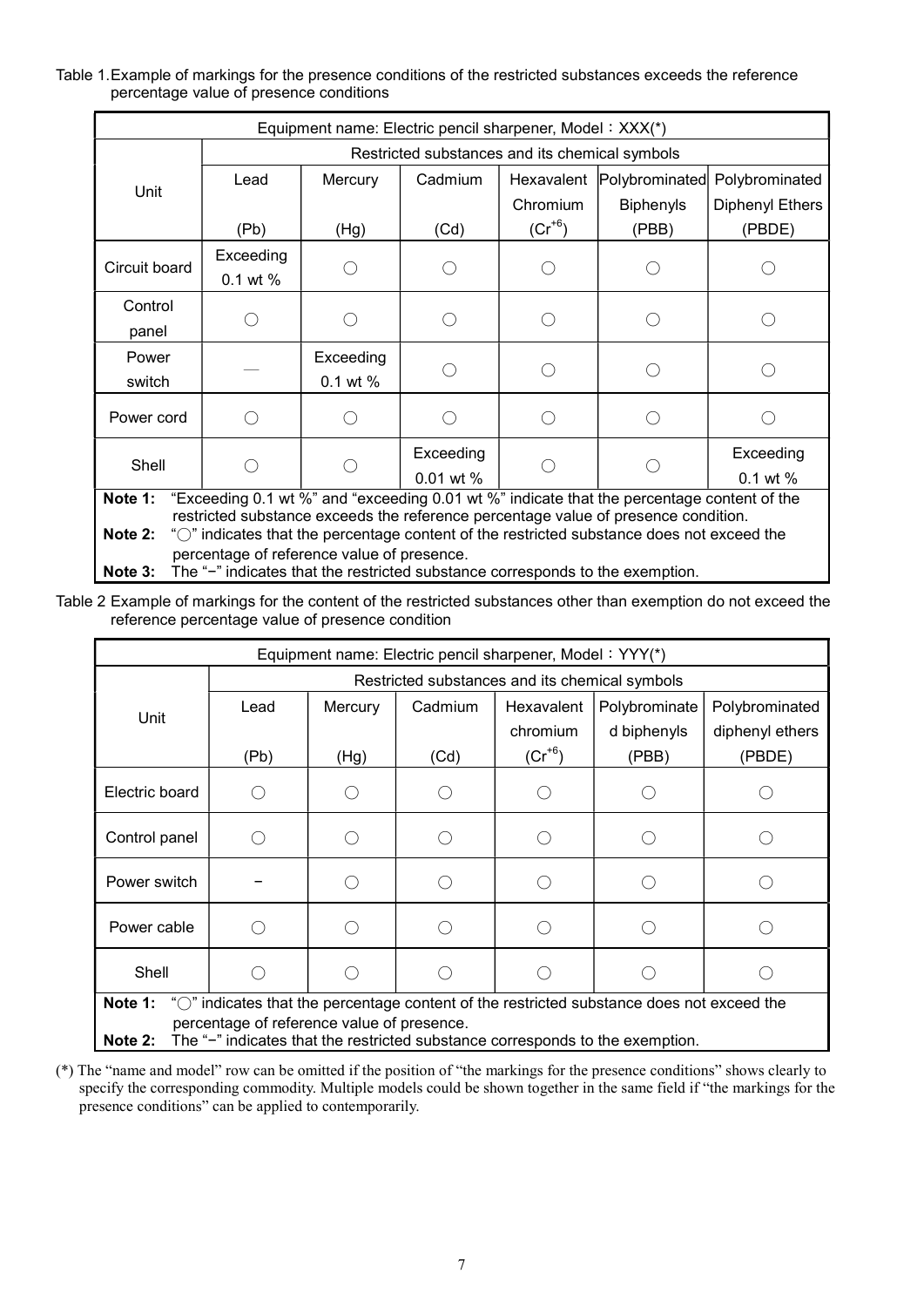Table 1. Example of markings for the presence conditions of the restricted substances exceeds the reference percentage value of presence conditions

| Equipment name: Electric pencil sharpener, Model：XXX(*) | | | | | | |
|---|---|---|---|---|---|---|
| Unit | Restricted substances and its chemical symbols | | | | | |
| | Lead (Pb) | Mercury (Hg) | Cadmium (Cd) | Hexavalent Chromium ($Cr^{+6}$) | Polybrominated Biphenyls (PBB) | Polybrominated Diphenyl Ethers (PBDE) |
| Circuit board | Exceeding 0.1 wt % | ○ | ○ | ○ | ○ | ○ |
| Control panel | ○ | ○ | ○ | ○ | ○ | ○ |
| Power switch | — | Exceeding 0.1 wt % | ○ | ○ | ○ | ○ |
| Power cord | ○ | ○ | ○ | ○ | ○ | ○ |
| Shell | ○ | ○ | Exceeding 0.01 wt % | ○ | ○ | Exceeding 0.1 wt % |

**Note 1:** "Exceeding 0.1 wt %" and "exceeding 0.01 wt %" indicate that the percentage content of the restricted substance exceeds the reference percentage value of presence condition.
**Note 2:** "○" indicates that the percentage content of the restricted substance does not exceed the percentage of reference value of presence.
**Note 3:** The "−" indicates that the restricted substance corresponds to the exemption.

Table 2 Example of markings for the content of the restricted substances other than exemption do not exceed the reference percentage value of presence condition

| Equipment name: Electric pencil sharpener, Model：YYY(*) | | | | | | |
|---|---|---|---|---|---|---|
| Unit | Restricted substances and its chemical symbols | | | | | |
| | Lead (Pb) | Mercury (Hg) | Cadmium (Cd) | Hexavalent chromium ($Cr^{+6}$) | Polybrominated biphenyls (PBB) | Polybrominated diphenyl ethers (PBDE) |
| Electric board | ○ | ○ | ○ | ○ | ○ | ○ |
| Control panel | ○ | ○ | ○ | ○ | ○ | ○ |
| Power switch | − | ○ | ○ | ○ | ○ | ○ |
| Power cable | ○ | ○ | ○ | ○ | ○ | ○ |
| Shell | ○ | ○ | ○ | ○ | ○ | ○ |

**Note 1:** "○" indicates that the percentage content of the restricted substance does not exceed the percentage of reference value of presence.
**Note 2:** The "−" indicates that the restricted substance corresponds to the exemption.

(*) The "name and model" row can be omitted if the position of "the markings for the presence conditions" shows clearly to specify the corresponding commodity. Multiple models could be shown together in the same field if "the markings for the presence conditions" can be applied to contemporarily.